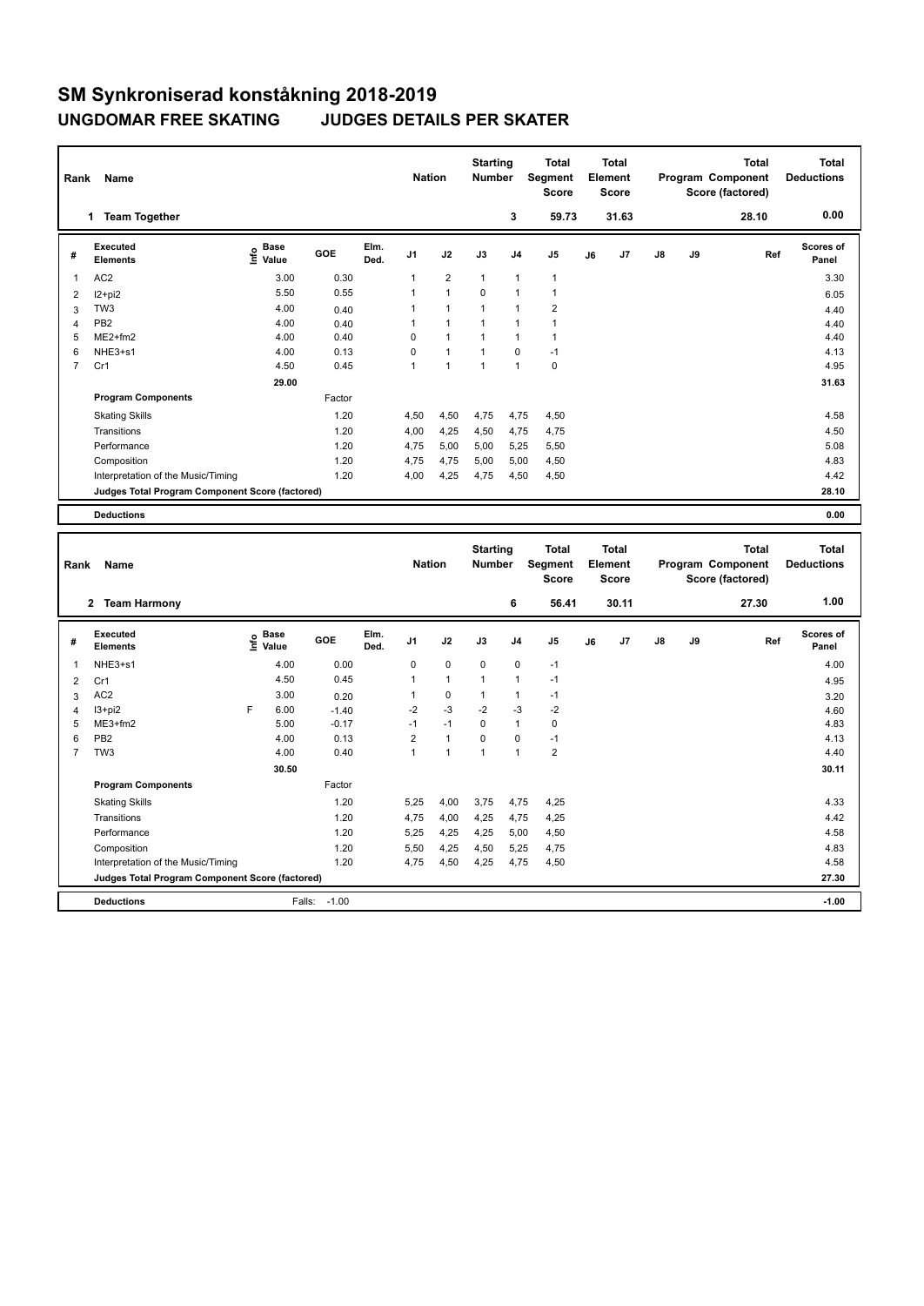# SM Synkroniserad konståkning 2018-2019

## UNGDOMAR FREE SKATING JUDGES DETAILS PER SKATER

| Rank | Name | Nation | Starting Number | Total Segment Score | Total Element Score | Total Program Component Score (factored) | Total Deductions |
|---|---|---|---|---|---|---|---|
| 1 | Team Together | | 3 | 59.73 | 31.63 | 28.10 | 0.00 |

| # | Executed Elements | Info | Base Value | GOE | Elm. Ded. | J1 | J2 | J3 | J4 | J5 | J6 | J7 | J8 | J9 | Ref | Scores of Panel |
|---|---|---|---|---|---|---|---|---|---|---|---|---|---|---|---|---|
| 1 | AC2 | | 3.00 | 0.30 | | 1 | 2 | 1 | 1 | 1 | | | | | | 3.30 |
| 2 | I2+pi2 | | 5.50 | 0.55 | | 1 | 1 | 0 | 1 | 1 | | | | | | 6.05 |
| 3 | TW3 | | 4.00 | 0.40 | | 1 | 1 | 1 | 1 | 2 | | | | | | 4.40 |
| 4 | PB2 | | 4.00 | 0.40 | | 1 | 1 | 1 | 1 | 1 | | | | | | 4.40 |
| 5 | ME2+fm2 | | 4.00 | 0.40 | | 0 | 1 | 1 | 1 | 1 | | | | | | 4.40 |
| 6 | NHE3+s1 | | 4.00 | 0.13 | | 0 | 1 | 1 | 0 | -1 | | | | | | 4.13 |
| 7 | Cr1 | | 4.50 | 0.45 | | 1 | 1 | 1 | 1 | 0 | | | | | | 4.95 |
| | | | 29.00 | | | | | | | | | | | | | 31.63 |
| | **Program Components** | | | Factor | | | | | | | | | | | | |
| | Skating Skills | | | 1.20 | | 4,50 | 4,50 | 4,75 | 4,75 | 4,50 | | | | | | 4.58 |
| | Transitions | | | 1.20 | | 4,00 | 4,25 | 4,50 | 4,75 | 4,75 | | | | | | 4.50 |
| | Performance | | | 1.20 | | 4,75 | 5,00 | 5,00 | 5,25 | 5,50 | | | | | | 5.08 |
| | Composition | | | 1.20 | | 4,75 | 4,75 | 5,00 | 5,00 | 4,50 | | | | | | 4.83 |
| | Interpretation of the Music/Timing | | | 1.20 | | 4,00 | 4,25 | 4,75 | 4,50 | 4,50 | | | | | | 4.42 |
| | **Judges Total Program Component Score (factored)** | | | | | | | | | | | | | | | 28.10 |
| | **Deductions** | | | | | | | | | | | | | | | 0.00 |

| Rank | Name | Nation | Starting Number | Total Segment Score | Total Element Score | Total Program Component Score (factored) | Total Deductions |
|---|---|---|---|---|---|---|---|
| 2 | Team Harmony | | 6 | 56.41 | 30.11 | 27.30 | 1.00 |

| # | Executed Elements | Info | Base Value | GOE | Elm. Ded. | J1 | J2 | J3 | J4 | J5 | J6 | J7 | J8 | J9 | Ref | Scores of Panel |
|---|---|---|---|---|---|---|---|---|---|---|---|---|---|---|---|---|
| 1 | NHE3+s1 | | 4.00 | 0.00 | | 0 | 0 | 0 | 0 | -1 | | | | | | 4.00 |
| 2 | Cr1 | | 4.50 | 0.45 | | 1 | 1 | 1 | 1 | -1 | | | | | | 4.95 |
| 3 | AC2 | | 3.00 | 0.20 | | 1 | 0 | 1 | 1 | -1 | | | | | | 3.20 |
| 4 | I3+pi2 | F | 6.00 | -1.40 | | -2 | -3 | -2 | -3 | -2 | | | | | | 4.60 |
| 5 | ME3+fm2 | | 5.00 | -0.17 | | -1 | -1 | 0 | 1 | 0 | | | | | | 4.83 |
| 6 | PB2 | | 4.00 | 0.13 | | 2 | 1 | 0 | 0 | -1 | | | | | | 4.13 |
| 7 | TW3 | | 4.00 | 0.40 | | 1 | 1 | 1 | 1 | 2 | | | | | | 4.40 |
| | | | 30.50 | | | | | | | | | | | | | 30.11 |
| | **Program Components** | | | Factor | | | | | | | | | | | | |
| | Skating Skills | | | 1.20 | | 5,25 | 4,00 | 3,75 | 4,75 | 4,25 | | | | | | 4.33 |
| | Transitions | | | 1.20 | | 4,75 | 4,00 | 4,25 | 4,75 | 4,25 | | | | | | 4.42 |
| | Performance | | | 1.20 | | 5,25 | 4,25 | 4,25 | 5,00 | 4,50 | | | | | | 4.58 |
| | Composition | | | 1.20 | | 5,50 | 4,25 | 4,50 | 5,25 | 4,75 | | | | | | 4.83 |
| | Interpretation of the Music/Timing | | | 1.20 | | 4,75 | 4,50 | 4,25 | 4,75 | 4,50 | | | | | | 4.58 |
| | **Judges Total Program Component Score (factored)** | | | | | | | | | | | | | | | 27.30 |
| | **Deductions** | | Falls: | -1.00 | | | | | | | | | | | | -1.00 |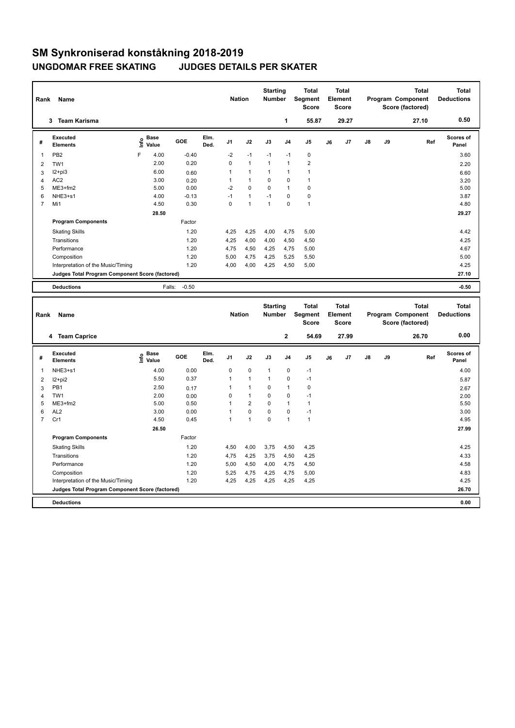# SM Synkroniserad konståkning 2018-2019

## UNGDOMAR FREE SKATING JUDGES DETAILS PER SKATER

| Rank | Name | Nation | Starting Number | Total Segment Score | Total Element Score | Total Program Component Score (factored) | Total Deductions |
|---|---|---|---|---|---|---|---|
| 3 | Team Karisma | | 1 | 55.87 | 29.27 | 27.10 | 0.50 |

| # | Executed Elements | Info | Base Value | GOE | Elm. Ded. | J1 | J2 | J3 | J4 | J5 | J6 | J7 | J8 | J9 | Ref | Scores of Panel |
|---|---|---|---|---|---|---|---|---|---|---|---|---|---|---|---|---|
| 1 | PB2 | F | 4.00 | -0.40 | | -2 | -1 | -1 | -1 | 0 | | | | | | 3.60 |
| 2 | TW1 | | 2.00 | 0.20 | | 0 | 1 | 1 | 1 | 2 | | | | | | 2.20 |
| 3 | I2+pi3 | | 6.00 | 0.60 | | 1 | 1 | 1 | 1 | 1 | | | | | | 6.60 |
| 4 | AC2 | | 3.00 | 0.20 | | 1 | 1 | 0 | 0 | 1 | | | | | | 3.20 |
| 5 | ME3+fm2 | | 5.00 | 0.00 | | -2 | 0 | 0 | 1 | 0 | | | | | | 5.00 |
| 6 | NHE3+s1 | | 4.00 | -0.13 | | -1 | 1 | -1 | 0 | 0 | | | | | | 3.87 |
| 7 | Mi1 | | 4.50 | 0.30 | | 0 | 1 | 1 | 0 | 1 | | | | | | 4.80 |
| | | | 28.50 | | | | | | | | | | | | | 29.27 |

| Program Components | Factor | J1 | J2 | J3 | J4 | J5 | J6 | J7 | J8 | J9 | Scores of Panel |
|---|---|---|---|---|---|---|---|---|---|---|---|
| Skating Skills | 1.20 | 4,25 | 4,25 | 4,00 | 4,75 | 5,00 | | | | | 4.42 |
| Transitions | 1.20 | 4,25 | 4,00 | 4,00 | 4,50 | 4,50 | | | | | 4.25 |
| Performance | 1.20 | 4,75 | 4,50 | 4,25 | 4,75 | 5,00 | | | | | 4.67 |
| Composition | 1.20 | 5,00 | 4,75 | 4,25 | 5,25 | 5,50 | | | | | 5.00 |
| Interpretation of the Music/Timing | 1.20 | 4,00 | 4,00 | 4,25 | 4,50 | 5,00 | | | | | 4.25 |
| Judges Total Program Component Score (factored) | | | | | | | | | | | 27.10 |

| Deductions | Falls: | -0.50 | -0.50 |
|---|---|---|---|

| Rank | Name | Nation | Starting Number | Total Segment Score | Total Element Score | Total Program Component Score (factored) | Total Deductions |
|---|---|---|---|---|---|---|---|
| 4 | Team Caprice | | 2 | 54.69 | 27.99 | 26.70 | 0.00 |

| # | Executed Elements | Info | Base Value | GOE | Elm. Ded. | J1 | J2 | J3 | J4 | J5 | J6 | J7 | J8 | J9 | Ref | Scores of Panel |
|---|---|---|---|---|---|---|---|---|---|---|---|---|---|---|---|---|
| 1 | NHE3+s1 | | 4.00 | 0.00 | | 0 | 0 | 1 | 0 | -1 | | | | | | 4.00 |
| 2 | I2+pi2 | | 5.50 | 0.37 | | 1 | 1 | 1 | 0 | -1 | | | | | | 5.87 |
| 3 | PB1 | | 2.50 | 0.17 | | 1 | 1 | 0 | 1 | 0 | | | | | | 2.67 |
| 4 | TW1 | | 2.00 | 0.00 | | 0 | 1 | 0 | 0 | -1 | | | | | | 2.00 |
| 5 | ME3+fm2 | | 5.00 | 0.50 | | 1 | 2 | 0 | 1 | 1 | | | | | | 5.50 |
| 6 | AL2 | | 3.00 | 0.00 | | 1 | 0 | 0 | 0 | -1 | | | | | | 3.00 |
| 7 | Cr1 | | 4.50 | 0.45 | | 1 | 1 | 0 | 1 | 1 | | | | | | 4.95 |
| | | | 26.50 | | | | | | | | | | | | | 27.99 |

| Program Components | Factor | J1 | J2 | J3 | J4 | J5 | J6 | J7 | J8 | J9 | Scores of Panel |
|---|---|---|---|---|---|---|---|---|---|---|---|
| Skating Skills | 1.20 | 4,50 | 4,00 | 3,75 | 4,50 | 4,25 | | | | | 4.25 |
| Transitions | 1.20 | 4,75 | 4,25 | 3,75 | 4,50 | 4,25 | | | | | 4.33 |
| Performance | 1.20 | 5,00 | 4,50 | 4,00 | 4,75 | 4,50 | | | | | 4.58 |
| Composition | 1.20 | 5,25 | 4,75 | 4,25 | 4,75 | 5,00 | | | | | 4.83 |
| Interpretation of the Music/Timing | 1.20 | 4,25 | 4,25 | 4,25 | 4,25 | 4,25 | | | | | 4.25 |
| Judges Total Program Component Score (factored) | | | | | | | | | | | 26.70 |

| Deductions | 0.00 |
|---|---|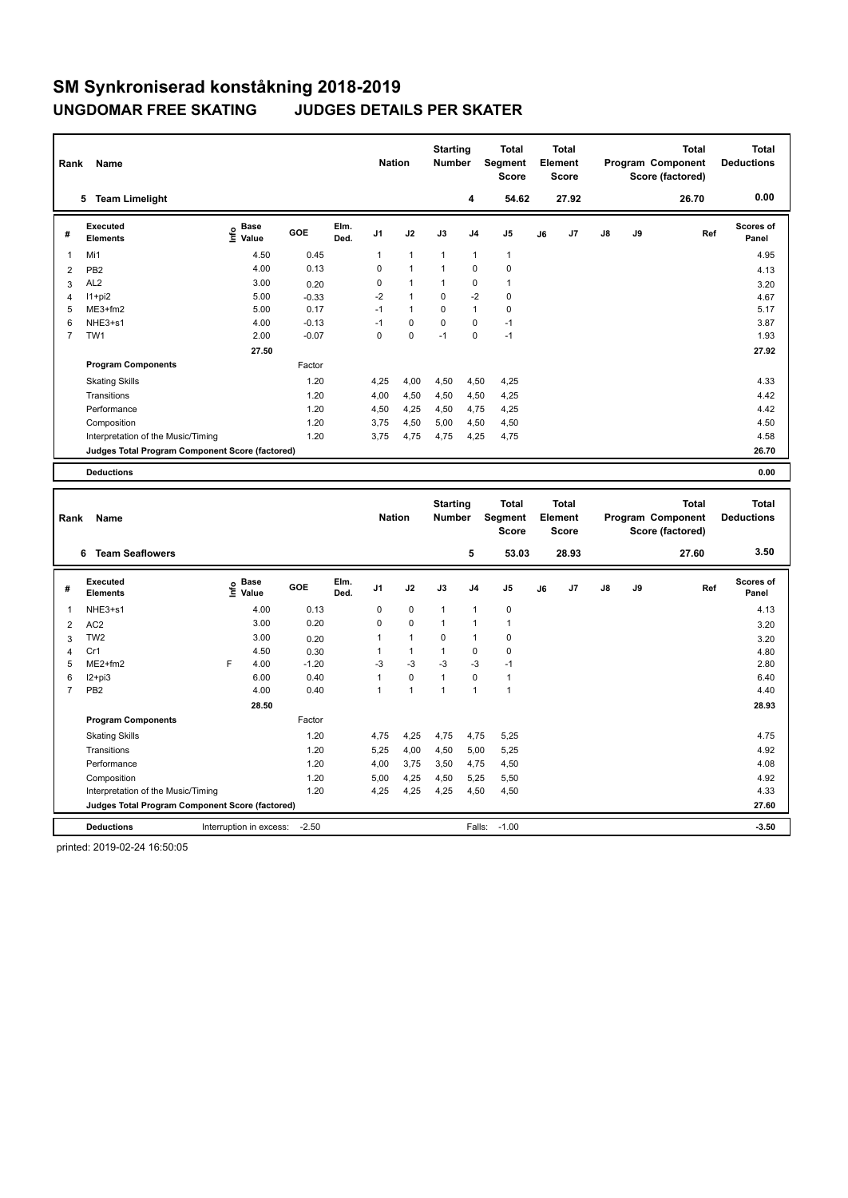# SM Synkroniserad konståkning 2018-2019

## UNGDOMAR FREE SKATING JUDGES DETAILS PER SKATER

| Rank | Name | Nation | Starting Number | Total Segment Score | Total Element Score | Total Program Component Score (factored) | Total Deductions |
|---|---|---|---|---|---|---|---|
| 5 | Team Limelight | | 4 | 54.62 | 27.92 | 26.70 | 0.00 |

| # | Executed Elements | Info | Base Value | GOE | Elm. Ded. | J1 | J2 | J3 | J4 | J5 | J6 | J7 | J8 | J9 | Ref | Scores of Panel |
|---|---|---|---|---|---|---|---|---|---|---|---|---|---|---|---|---|
| 1 | Mi1 | | 4.50 | 0.45 | | 1 | 1 | 1 | 1 | 1 | | | | | | 4.95 |
| 2 | PB2 | | 4.00 | 0.13 | | 0 | 1 | 1 | 0 | 0 | | | | | | 4.13 |
| 3 | AL2 | | 3.00 | 0.20 | | 0 | 1 | 1 | 0 | 1 | | | | | | 3.20 |
| 4 | I1+pi2 | | 5.00 | -0.33 | | -2 | 1 | 0 | -2 | 0 | | | | | | 4.67 |
| 5 | ME3+fm2 | | 5.00 | 0.17 | | -1 | 1 | 0 | 1 | 0 | | | | | | 5.17 |
| 6 | NHE3+s1 | | 4.00 | -0.13 | | -1 | 0 | 0 | 0 | -1 | | | | | | 3.87 |
| 7 | TW1 | | 2.00 | -0.07 | | 0 | 0 | -1 | 0 | -1 | | | | | | 1.93 |
| | | | 27.50 | | | | | | | | | | | | | 27.92 |

| Program Components | Factor | J1 | J2 | J3 | J4 | J5 | J6 | J7 | J8 | J9 | Scores of Panel |
|---|---|---|---|---|---|---|---|---|---|---|---|
| Skating Skills | 1.20 | 4,25 | 4,00 | 4,50 | 4,50 | 4,25 | | | | | 4.33 |
| Transitions | 1.20 | 4,00 | 4,50 | 4,50 | 4,50 | 4,25 | | | | | 4.42 |
| Performance | 1.20 | 4,50 | 4,25 | 4,50 | 4,75 | 4,25 | | | | | 4.42 |
| Composition | 1.20 | 3,75 | 4,50 | 5,00 | 4,50 | 4,50 | | | | | 4.50 |
| Interpretation of the Music/Timing | 1.20 | 3,75 | 4,75 | 4,75 | 4,25 | 4,75 | | | | | 4.58 |
| Judges Total Program Component Score (factored) | | | | | | | | | | | 26.70 |

**Deductions** 0.00

| Rank | Name | Nation | Starting Number | Total Segment Score | Total Element Score | Total Program Component Score (factored) | Total Deductions |
|---|---|---|---|---|---|---|---|
| 6 | Team Seaflowers | | 5 | 53.03 | 28.93 | 27.60 | 3.50 |

| # | Executed Elements | Info | Base Value | GOE | Elm. Ded. | J1 | J2 | J3 | J4 | J5 | J6 | J7 | J8 | J9 | Ref | Scores of Panel |
|---|---|---|---|---|---|---|---|---|---|---|---|---|---|---|---|---|
| 1 | NHE3+s1 | | 4.00 | 0.13 | | 0 | 0 | 1 | 1 | 0 | | | | | | 4.13 |
| 2 | AC2 | | 3.00 | 0.20 | | 0 | 0 | 1 | 1 | 1 | | | | | | 3.20 |
| 3 | TW2 | | 3.00 | 0.20 | | 1 | 1 | 0 | 1 | 0 | | | | | | 3.20 |
| 4 | Cr1 | | 4.50 | 0.30 | | 1 | 1 | 1 | 0 | 0 | | | | | | 4.80 |
| 5 | ME2+fm2 | F | 4.00 | -1.20 | | -3 | -3 | -3 | -3 | -1 | | | | | | 2.80 |
| 6 | I2+pi3 | | 6.00 | 0.40 | | 1 | 0 | 1 | 0 | 1 | | | | | | 6.40 |
| 7 | PB2 | | 4.00 | 0.40 | | 1 | 1 | 1 | 1 | 1 | | | | | | 4.40 |
| | | | 28.50 | | | | | | | | | | | | | 28.93 |

| Program Components | Factor | J1 | J2 | J3 | J4 | J5 | J6 | J7 | J8 | J9 | Scores of Panel |
|---|---|---|---|---|---|---|---|---|---|---|---|
| Skating Skills | 1.20 | 4,75 | 4,25 | 4,75 | 4,75 | 5,25 | | | | | 4.75 |
| Transitions | 1.20 | 5,25 | 4,00 | 4,50 | 5,00 | 5,25 | | | | | 4.92 |
| Performance | 1.20 | 4,00 | 3,75 | 3,50 | 4,75 | 4,50 | | | | | 4.08 |
| Composition | 1.20 | 5,00 | 4,25 | 4,50 | 5,25 | 5,50 | | | | | 4.92 |
| Interpretation of the Music/Timing | 1.20 | 4,25 | 4,25 | 4,25 | 4,50 | 4,50 | | | | | 4.33 |
| Judges Total Program Component Score (factored) | | | | | | | | | | | 27.60 |

**Deductions** Interruption in excess: -2.50 Falls: -1.00 **-3.50**

printed: 2019-02-24 16:50:05